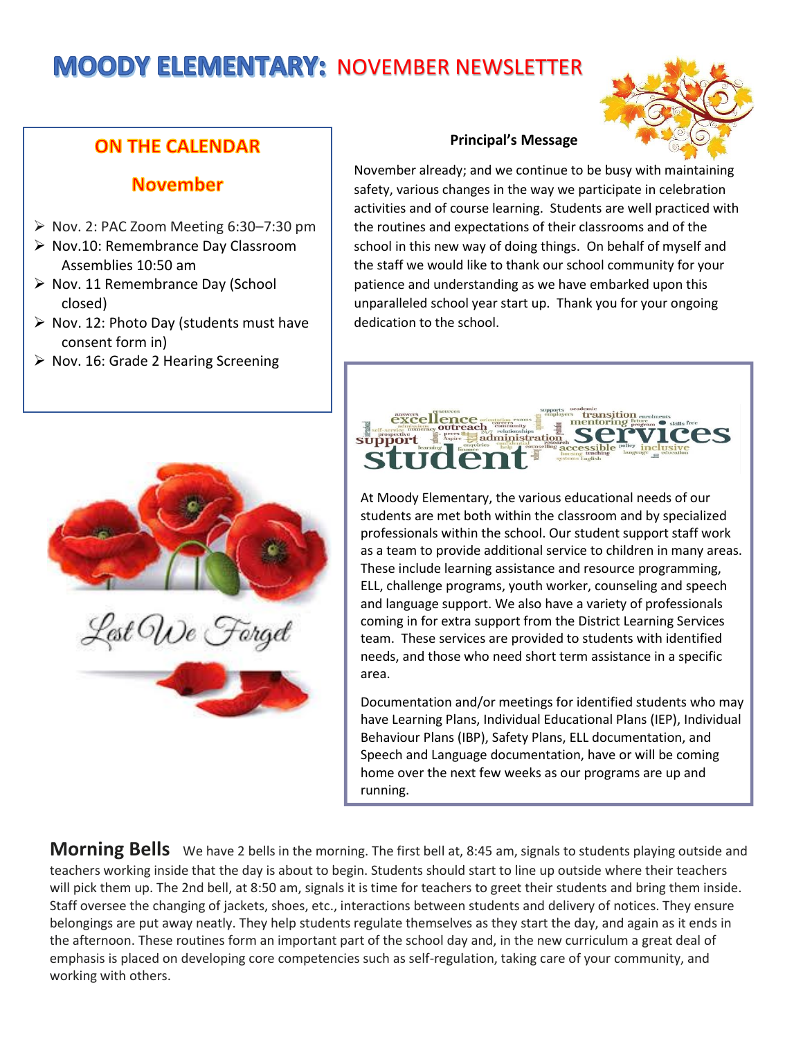# MOODY ELEMENTARY: NOVEMBER NEWSLETTER

## ON THE CALENDAR

### November

- Nov. 2: PAC Zoom Meeting 6:30–7:30 pm
- Nov.10: Remembrance Day Classroom Assemblies 10:50 am
- Nov. 11 Remembrance Day (School closed)
- Nov. 12: Photo Day (students must have consent form in)
- Nov. 16: Grade 2 Hearing Screening

Lest We Forget

**Principal's Message**

November already; and we continue to be busy with maintaining safety, various changes in the way we participate in celebration activities and of course learning. Students are well practiced with the routines and expectations of their classrooms and of the school in this new way of doing things. On behalf of myself and the staff we would like to thank our school community for your patience and understanding as we have embarked upon this unparalleled school year start up. Thank you for your ongoing dedication to the school.

At Moody Elementary, the various educational needs of our students are met both within the classroom and by specialized professionals within the school. Our student support staff work as a team to provide additional service to children in many areas. These include learning assistance and resource programming, ELL, challenge programs, youth worker, counseling and speech and language support. We also have a variety of professionals coming in for extra support from the District Learning Services team. These services are provided to students with identified needs, and those who need short term assistance in a specific area.

Documentation and/or meetings for identified students who may have Learning Plans, Individual Educational Plans (IEP), Individual Behaviour Plans (IBP), Safety Plans, ELL documentation, and Speech and Language documentation, have or will be coming home over the next few weeks as our programs are up and running.

**Morning Bells** We have 2 bells in the morning. The first bell at, 8:45 am, signals to students playing outside and teachers working inside that the day is about to begin. Students should start to line up outside where their teachers will pick them up. The 2nd bell, at 8:50 am, signals it is time for teachers to greet their students and bring them inside. Staff oversee the changing of jackets, shoes, etc., interactions between students and delivery of notices. They ensure belongings are put away neatly. They help students regulate themselves as they start the day, and again as it ends in the afternoon. These routines form an important part of the school day and, in the new curriculum a great deal of emphasis is placed on developing core competencies such as self-regulation, taking care of your community, and working with others.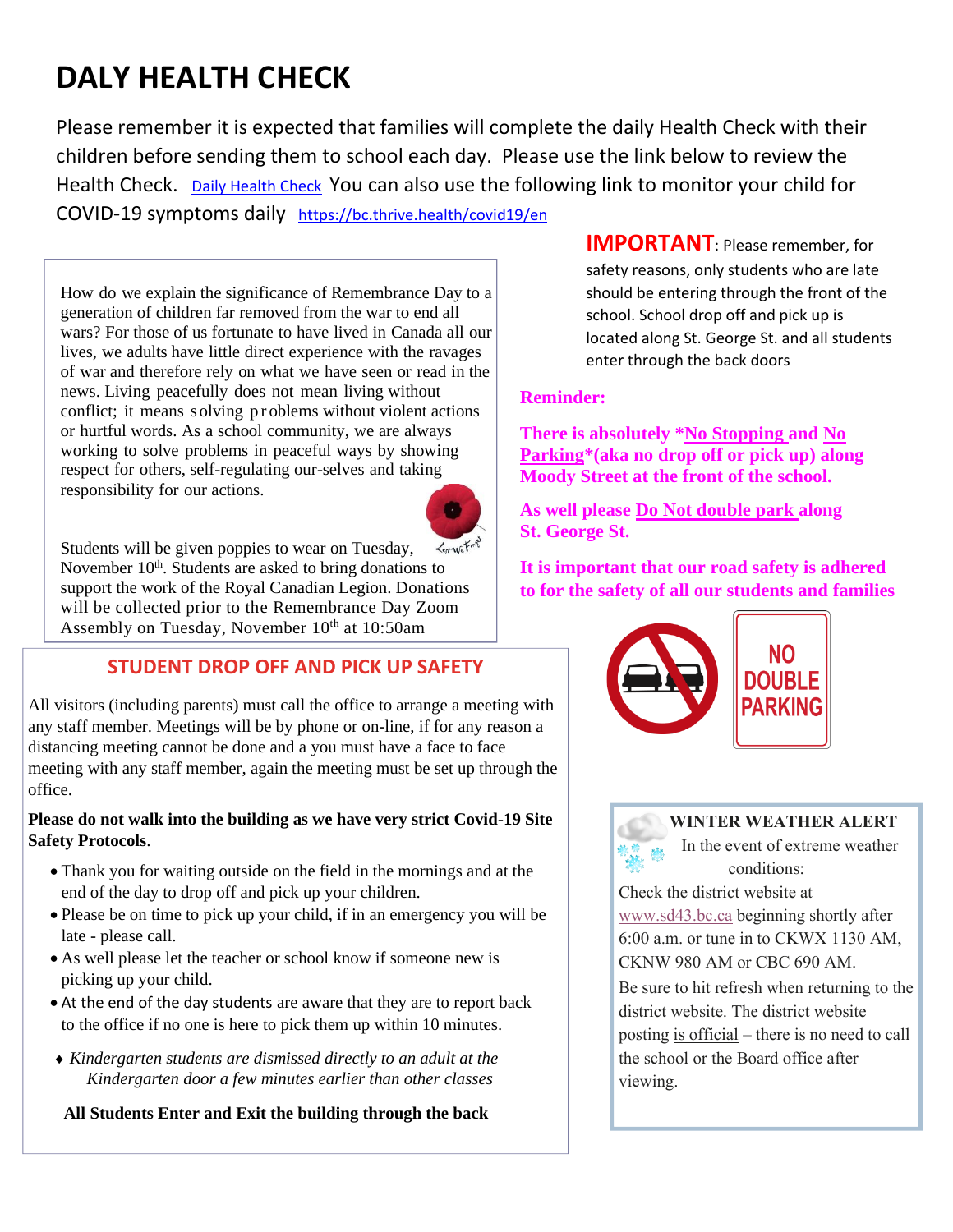# DALY HEALTH CHECK

Please remember it is expected that families will complete the daily Health Check with their children before sending them to school each day. Please use the link below to review the Health Check. Daily Health Check You can also use the following link to monitor your child for COVID-19 symptoms daily https://bc.thrive.health/covid19/en

How do we explain the significance of Remembrance Day to a generation of children far removed from the war to end all wars? For those of us fortunate to have lived in Canada all our lives, we adults have little direct experience with the ravages of war and therefore rely on what we have seen or read in the news. Living peacefully does not mean living without conflict; it means solving problems without violent actions or hurtful words. As a school community, we are always working to solve problems in peaceful ways by showing respect for others, self-regulating our-selves and taking responsibility for our actions.

Students will be given poppies to wear on Tuesday, November 10th. Students are asked to bring donations to support the work of the Royal Canadian Legion. Donations will be collected prior to the Remembrance Day Zoom Assembly on Tuesday, November 10th at 10:50am

**IMPORTANT**: Please remember, for safety reasons, only students who are late should be entering through the front of the school. School drop off and pick up is located along St. George St. and all students enter through the back doors

**Reminder:**

**There is absolutely *No Stopping and No Parking*(aka no drop off or pick up) along Moody Street at the front of the school.**

**As well please Do Not double park along St. George St.**

**It is important that our road safety is adhered to for the safety of all our students and families**

NO DOUBLE PARKING

## STUDENT DROP OFF AND PICK UP SAFETY

All visitors (including parents) must call the office to arrange a meeting with any staff member. Meetings will be by phone or on-line, if for any reason a distancing meeting cannot be done and a you must have a face to face meeting with any staff member, again the meeting must be set up through the office.

**Please do not walk into the building as we have very strict Covid-19 Site Safety Protocols**.

- Thank you for waiting outside on the field in the mornings and at the end of the day to drop off and pick up your children.
- Please be on time to pick up your child, if in an emergency you will be late - please call.
- As well please let the teacher or school know if someone new is picking up your child.
- At the end of the day students are aware that they are to report back to the office if no one is here to pick them up within 10 minutes.

- *Kindergarten students are dismissed directly to an adult at the Kindergarten door a few minutes earlier than other classes*

**All Students Enter and Exit the building through the back**

**WINTER WEATHER ALERT**

In the event of extreme weather conditions:

Check the district website at www.sd43.bc.ca beginning shortly after 6:00 a.m. or tune in to CKWX 1130 AM, CKNW 980 AM or CBC 690 AM.

Be sure to hit refresh when returning to the district website. The district website posting is official – there is no need to call the school or the Board office after viewing.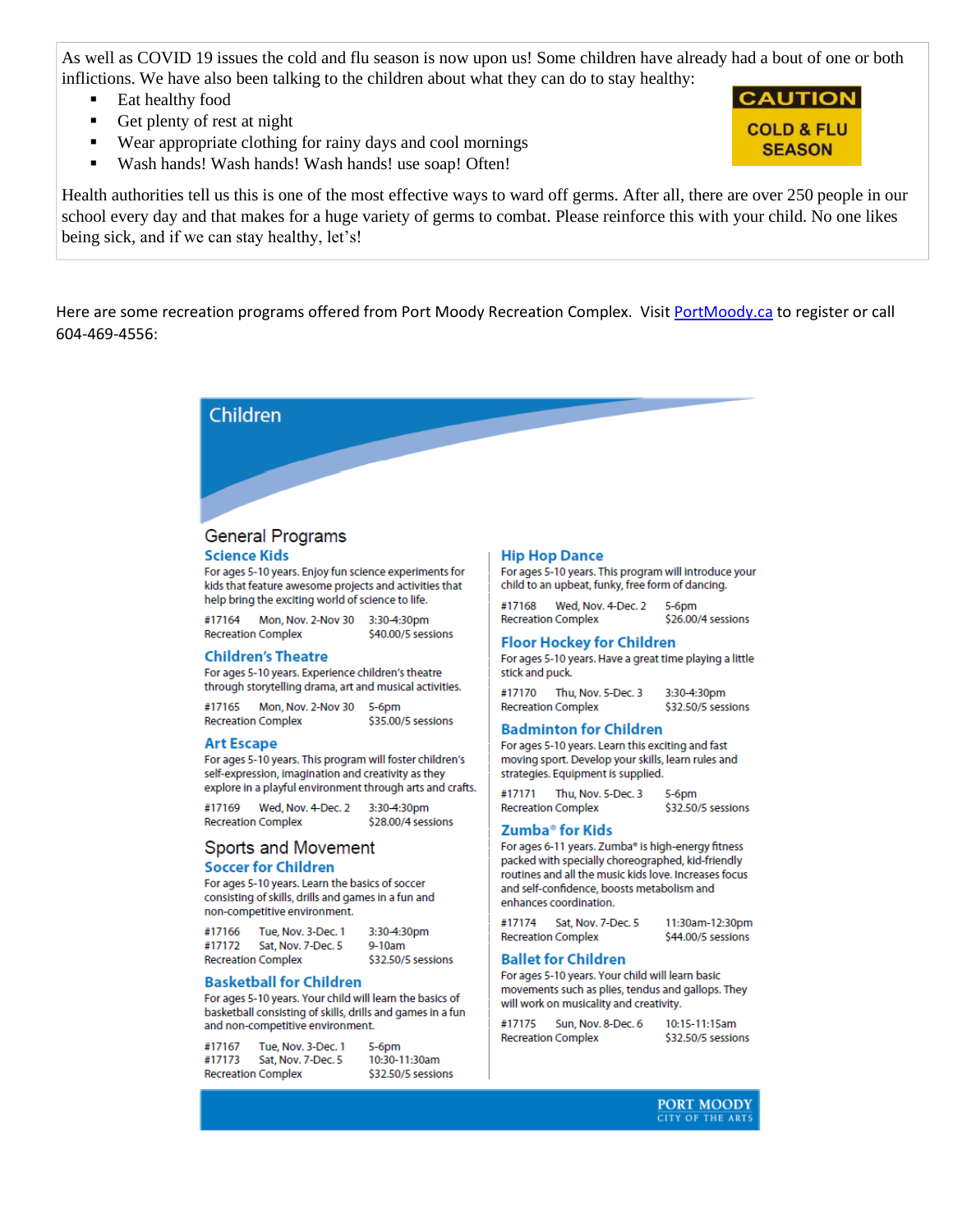As well as COVID 19 issues the cold and flu season is now upon us! Some children have already had a bout of one or both inflictions. We have also been talking to the children about what they can do to stay healthy:

- Eat healthy food
- Get plenty of rest at night
- Wear appropriate clothing for rainy days and cool mornings
- Wash hands! Wash hands! Wash hands! use soap! Often!

CAUTION
COLD & FLU SEASON

Health authorities tell us this is one of the most effective ways to ward off germs. After all, there are over 250 people in our school every day and that makes for a huge variety of germs to combat. Please reinforce this with your child. No one likes being sick, and if we can stay healthy, let's!

Here are some recreation programs offered from Port Moody Recreation Complex. Visit PortMoody.ca to register or call 604-469-4556:

# Children

## General Programs

### Science Kids

For ages 5-10 years. Enjoy fun science experiments for kids that feature awesome projects and activities that help bring the exciting world of science to life.

#17164 Mon, Nov. 2-Nov 30 3:30-4:30pm
Recreation Complex $40.00/5 sessions

### Children's Theatre

For ages 5-10 years. Experience children's theatre through storytelling drama, art and musical activities.

#17165 Mon, Nov. 2-Nov 30 5-6pm
Recreation Complex $35.00/5 sessions

### Art Escape

For ages 5-10 years. This program will foster children's self-expression, imagination and creativity as they explore in a playful environment through arts and crafts.

#17169 Wed, Nov. 4-Dec. 2 3:30-4:30pm
Recreation Complex $28.00/4 sessions

## Sports and Movement

### Soccer for Children

For ages 5-10 years. Learn the basics of soccer consisting of skills, drills and games in a fun and non-competitive environment.

#17166 Tue, Nov. 3-Dec. 1 3:30-4:30pm
#17172 Sat, Nov. 7-Dec. 5 9-10am
Recreation Complex $32.50/5 sessions

### Basketball for Children

For ages 5-10 years. Your child will learn the basics of basketball consisting of skills, drills and games in a fun and non-competitive environment.

#17167 Tue, Nov. 3-Dec. 1 5-6pm
#17173 Sat, Nov. 7-Dec. 5 10:30-11:30am
Recreation Complex $32.50/5 sessions

### Hip Hop Dance

For ages 5-10 years. This program will introduce your child to an upbeat, funky, free form of dancing.

#17168 Wed, Nov. 4-Dec. 2 5-6pm
Recreation Complex $26.00/4 sessions

### Floor Hockey for Children

For ages 5-10 years. Have a great time playing a little stick and puck.

#17170 Thu, Nov. 5-Dec. 3 3:30-4:30pm
Recreation Complex $32.50/5 sessions

### Badminton for Children

For ages 5-10 years. Learn this exciting and fast moving sport. Develop your skills, learn rules and strategies. Equipment is supplied.

#17171 Thu, Nov. 5-Dec. 3 5-6pm
Recreation Complex $32.50/5 sessions

### Zumba® for Kids

For ages 6-11 years. Zumba® is high-energy fitness packed with specially choreographed, kid-friendly routines and all the music kids love. Increases focus and self-confidence, boosts metabolism and enhances coordination.

#17174 Sat, Nov. 7-Dec. 5 11:30am-12:30pm
Recreation Complex $44.00/5 sessions

### Ballet for Children

For ages 5-10 years. Your child will learn basic movements such as plies, tendus and gallops. They will work on musicality and creativity.

#17175 Sun, Nov. 8-Dec. 6 10:15-11:15am
Recreation Complex $32.50/5 sessions

PORT MOODY
CITY OF THE ARTS